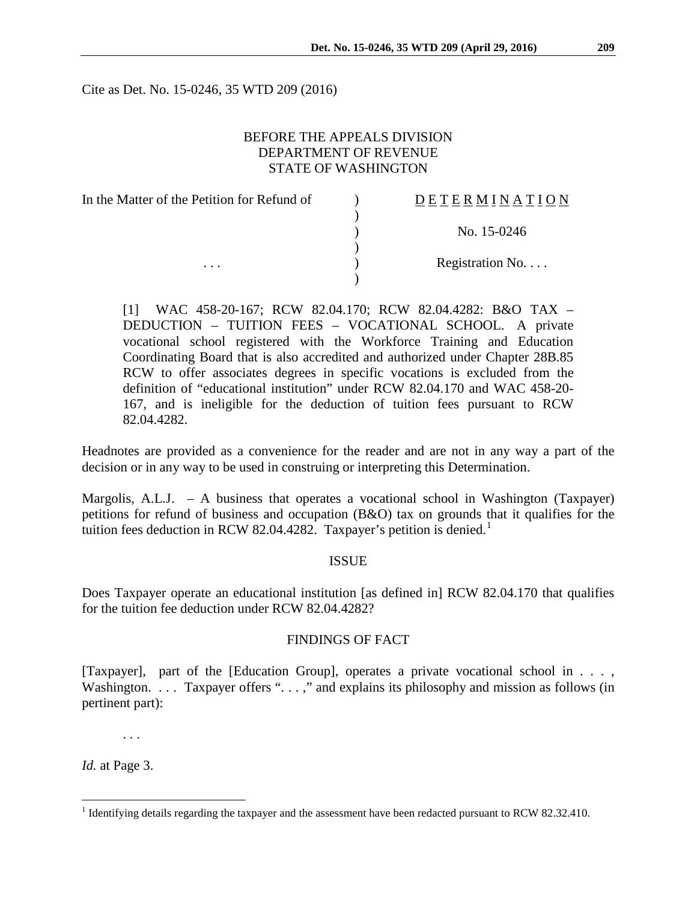Cite as Det. No. 15-0246, 35 WTD 209 (2016)

BEFORE THE APPEALS DIVISION
DEPARTMENT OF REVENUE
STATE OF WASHINGTON

| In the Matter of the Petition for Refund of | ) | D E T E R M I N A T I O N |
|---|---|---|
| | ) | |
| | ) | No. 15-0246 |
| | ) | |
| . . . | ) | Registration No. . . . |
| | ) | |

[1] WAC 458-20-167; RCW 82.04.170; RCW 82.04.4282: B&O TAX – DEDUCTION – TUITION FEES – VOCATIONAL SCHOOL. A private vocational school registered with the Workforce Training and Education Coordinating Board that is also accredited and authorized under Chapter 28B.85 RCW to offer associates degrees in specific vocations is excluded from the definition of "educational institution" under RCW 82.04.170 and WAC 458-20-167, and is ineligible for the deduction of tuition fees pursuant to RCW 82.04.4282.

Headnotes are provided as a convenience for the reader and are not in any way a part of the decision or in any way to be used in construing or interpreting this Determination.

Margolis, A.L.J. – A business that operates a vocational school in Washington (Taxpayer) petitions for refund of business and occupation (B&O) tax on grounds that it qualifies for the tuition fees deduction in RCW 82.04.4282. Taxpayer's petition is denied.[1]

## ISSUE

Does Taxpayer operate an educational institution [as defined in] RCW 82.04.170 that qualifies for the tuition fee deduction under RCW 82.04.4282?

## FINDINGS OF FACT

[Taxpayer], part of the [Education Group], operates a private vocational school in . . . , Washington. . . . Taxpayer offers ". . . ," and explains its philosophy and mission as follows (in pertinent part):

> . . .

*Id.* at Page 3.

---

[1] Identifying details regarding the taxpayer and the assessment have been redacted pursuant to RCW 82.32.410.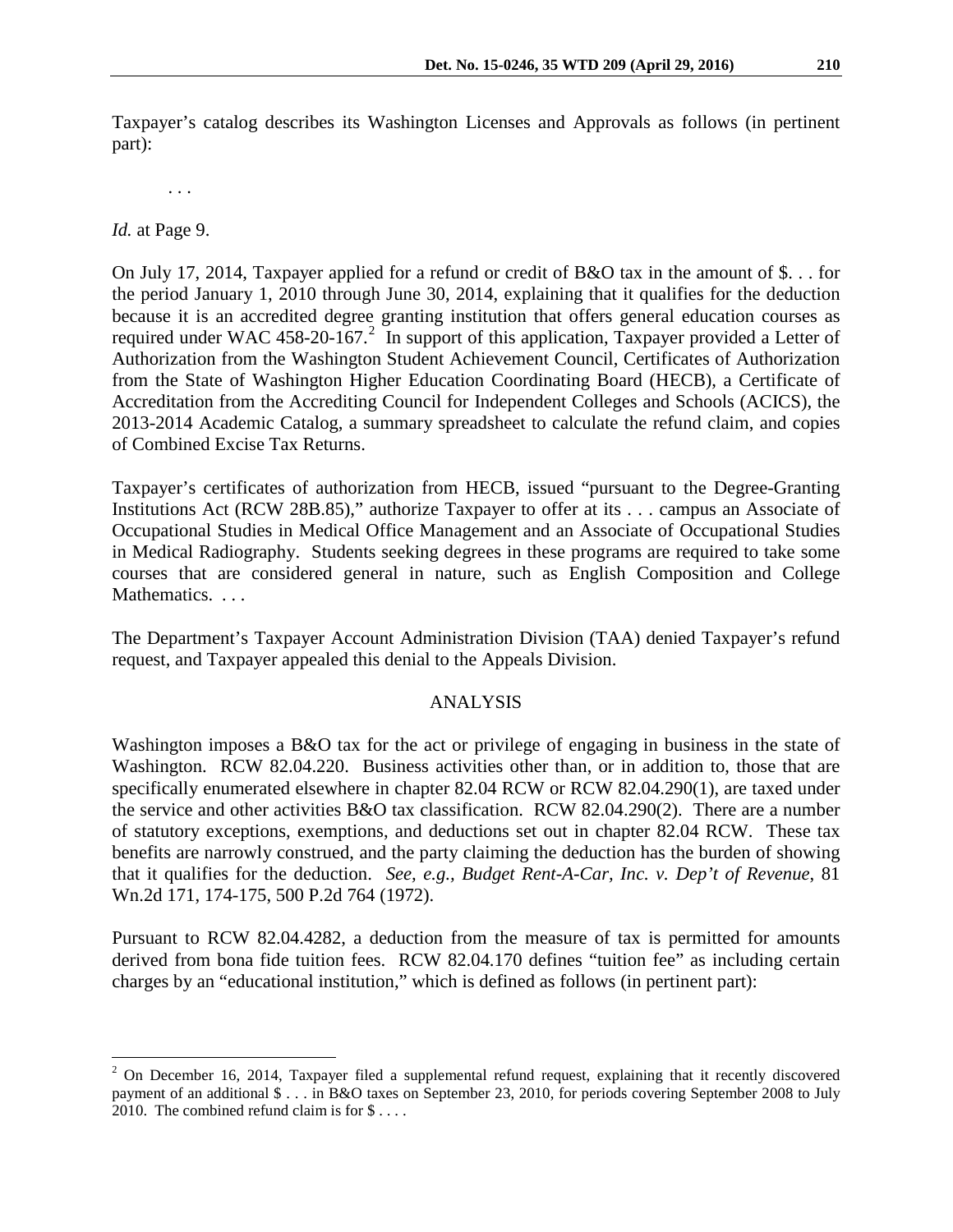Taxpayer's catalog describes its Washington Licenses and Approvals as follows (in pertinent part):

> . . .

*Id.* at Page 9.

On July 17, 2014, Taxpayer applied for a refund or credit of B&O tax in the amount of $. . . for the period January 1, 2010 through June 30, 2014, explaining that it qualifies for the deduction because it is an accredited degree granting institution that offers general education courses as required under WAC 458-20-167.[2] In support of this application, Taxpayer provided a Letter of Authorization from the Washington Student Achievement Council, Certificates of Authorization from the State of Washington Higher Education Coordinating Board (HECB), a Certificate of Accreditation from the Accrediting Council for Independent Colleges and Schools (ACICS), the 2013-2014 Academic Catalog, a summary spreadsheet to calculate the refund claim, and copies of Combined Excise Tax Returns.

Taxpayer's certificates of authorization from HECB, issued "pursuant to the Degree-Granting Institutions Act (RCW 28B.85)," authorize Taxpayer to offer at its . . . campus an Associate of Occupational Studies in Medical Office Management and an Associate of Occupational Studies in Medical Radiography. Students seeking degrees in these programs are required to take some courses that are considered general in nature, such as English Composition and College Mathematics. . . .

The Department's Taxpayer Account Administration Division (TAA) denied Taxpayer's refund request, and Taxpayer appealed this denial to the Appeals Division.

## ANALYSIS

Washington imposes a B&O tax for the act or privilege of engaging in business in the state of Washington. RCW 82.04.220. Business activities other than, or in addition to, those that are specifically enumerated elsewhere in chapter 82.04 RCW or RCW 82.04.290(1), are taxed under the service and other activities B&O tax classification. RCW 82.04.290(2). There are a number of statutory exceptions, exemptions, and deductions set out in chapter 82.04 RCW. These tax benefits are narrowly construed, and the party claiming the deduction has the burden of showing that it qualifies for the deduction. *See, e.g.*, *Budget Rent-A-Car, Inc. v. Dep't of Revenue*, 81 Wn.2d 171, 174-175, 500 P.2d 764 (1972).

Pursuant to RCW 82.04.4282, a deduction from the measure of tax is permitted for amounts derived from bona fide tuition fees. RCW 82.04.170 defines "tuition fee" as including certain charges by an "educational institution," which is defined as follows (in pertinent part):

---

[2] On December 16, 2014, Taxpayer filed a supplemental refund request, explaining that it recently discovered payment of an additional $ . . . in B&O taxes on September 23, 2010, for periods covering September 2008 to July 2010. The combined refund claim is for $ . . . .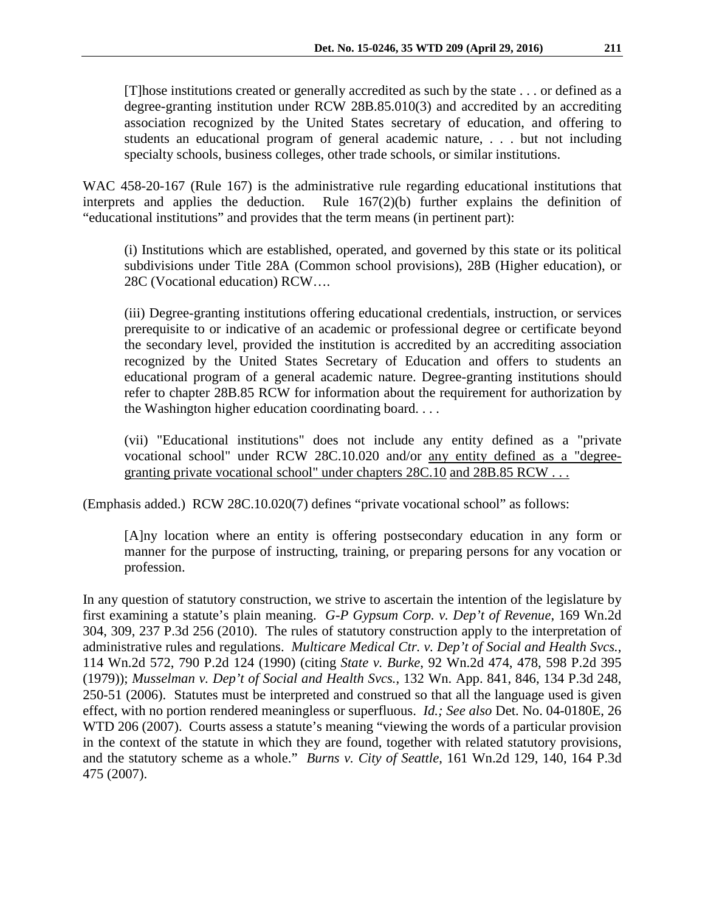> [T]hose institutions created or generally accredited as such by the state . . . or defined as a degree-granting institution under RCW 28B.85.010(3) and accredited by an accrediting association recognized by the United States secretary of education, and offering to students an educational program of general academic nature, . . . but not including specialty schools, business colleges, other trade schools, or similar institutions.

WAC 458-20-167 (Rule 167) is the administrative rule regarding educational institutions that interprets and applies the deduction. Rule 167(2)(b) further explains the definition of "educational institutions" and provides that the term means (in pertinent part):

> (i) Institutions which are established, operated, and governed by this state or its political subdivisions under Title 28A (Common school provisions), 28B (Higher education), or 28C (Vocational education) RCW….
>
> (iii) Degree-granting institutions offering educational credentials, instruction, or services prerequisite to or indicative of an academic or professional degree or certificate beyond the secondary level, provided the institution is accredited by an accrediting association recognized by the United States Secretary of Education and offers to students an educational program of a general academic nature. Degree-granting institutions should refer to chapter 28B.85 RCW for information about the requirement for authorization by the Washington higher education coordinating board. . . .
>
> (vii) "Educational institutions" does not include any entity defined as a "private vocational school" under RCW 28C.10.020 and/or <u>any entity defined as a "degree-granting private vocational school" under chapters 28C.10</u> <u>and 28B.85 RCW . . .</u>

(Emphasis added.) RCW 28C.10.020(7) defines "private vocational school" as follows:

> [A]ny location where an entity is offering postsecondary education in any form or manner for the purpose of instructing, training, or preparing persons for any vocation or profession.

In any question of statutory construction, we strive to ascertain the intention of the legislature by first examining a statute's plain meaning. *G-P Gypsum Corp. v. Dep't of Revenue*, 169 Wn.2d 304, 309, 237 P.3d 256 (2010). The rules of statutory construction apply to the interpretation of administrative rules and regulations. *Multicare Medical Ctr. v. Dep't of Social and Health Svcs.*, 114 Wn.2d 572, 790 P.2d 124 (1990) (citing *State v. Burke*, 92 Wn.2d 474, 478, 598 P.2d 395 (1979)); *Musselman v. Dep't of Social and Health Svcs.*, 132 Wn. App. 841, 846, 134 P.3d 248, 250-51 (2006). Statutes must be interpreted and construed so that all the language used is given effect, with no portion rendered meaningless or superfluous. *Id.; See also* Det. No. 04-0180E, 26 WTD 206 (2007). Courts assess a statute's meaning "viewing the words of a particular provision in the context of the statute in which they are found, together with related statutory provisions, and the statutory scheme as a whole." *Burns v. City of Seattle*, 161 Wn.2d 129, 140, 164 P.3d 475 (2007).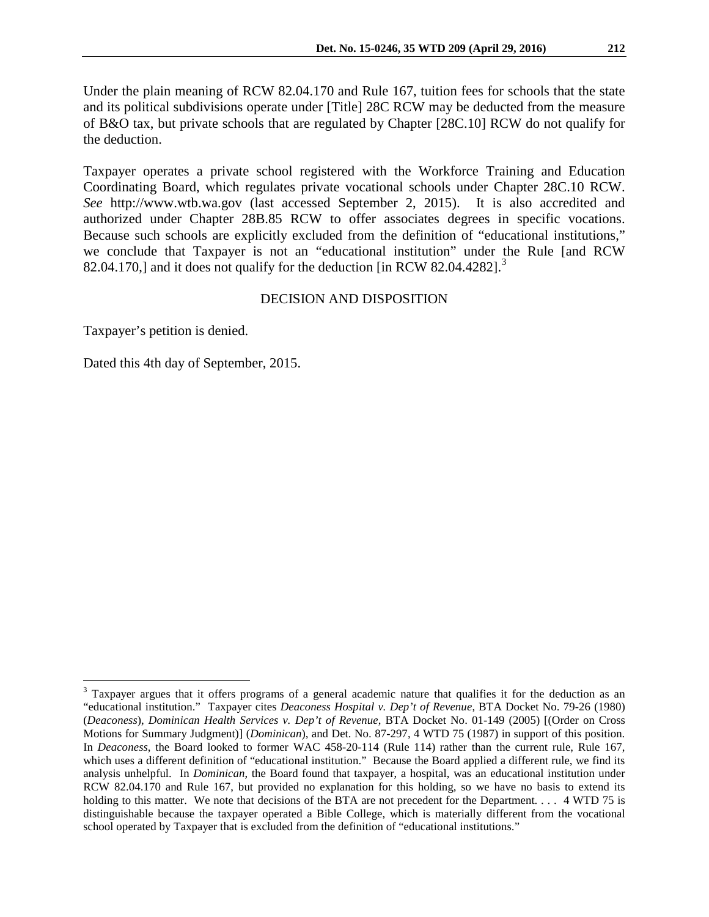Under the plain meaning of RCW 82.04.170 and Rule 167, tuition fees for schools that the state and its political subdivisions operate under [Title] 28C RCW may be deducted from the measure of B&O tax, but private schools that are regulated by Chapter [28C.10] RCW do not qualify for the deduction.

Taxpayer operates a private school registered with the Workforce Training and Education Coordinating Board, which regulates private vocational schools under Chapter 28C.10 RCW. *See* http://www.wtb.wa.gov (last accessed September 2, 2015). It is also accredited and authorized under Chapter 28B.85 RCW to offer associates degrees in specific vocations. Because such schools are explicitly excluded from the definition of "educational institutions," we conclude that Taxpayer is not an "educational institution" under the Rule [and RCW 82.04.170,] and it does not qualify for the deduction [in RCW 82.04.4282].[3]

## DECISION AND DISPOSITION

Taxpayer's petition is denied.

Dated this 4th day of September, 2015.

---

[3] Taxpayer argues that it offers programs of a general academic nature that qualifies it for the deduction as an "educational institution." Taxpayer cites *Deaconess Hospital v. Dep't of Revenue*, BTA Docket No. 79-26 (1980) (*Deaconess*), *Dominican Health Services v. Dep't of Revenue*, BTA Docket No. 01-149 (2005) [(Order on Cross Motions for Summary Judgment)] (*Dominican*), and Det. No. 87-297, 4 WTD 75 (1987) in support of this position. In *Deaconess*, the Board looked to former WAC 458-20-114 (Rule 114) rather than the current rule, Rule 167, which uses a different definition of "educational institution." Because the Board applied a different rule, we find its analysis unhelpful. In *Dominican*, the Board found that taxpayer, a hospital, was an educational institution under RCW 82.04.170 and Rule 167, but provided no explanation for this holding, so we have no basis to extend its holding to this matter. We note that decisions of the BTA are not precedent for the Department. . . . 4 WTD 75 is distinguishable because the taxpayer operated a Bible College, which is materially different from the vocational school operated by Taxpayer that is excluded from the definition of "educational institutions."